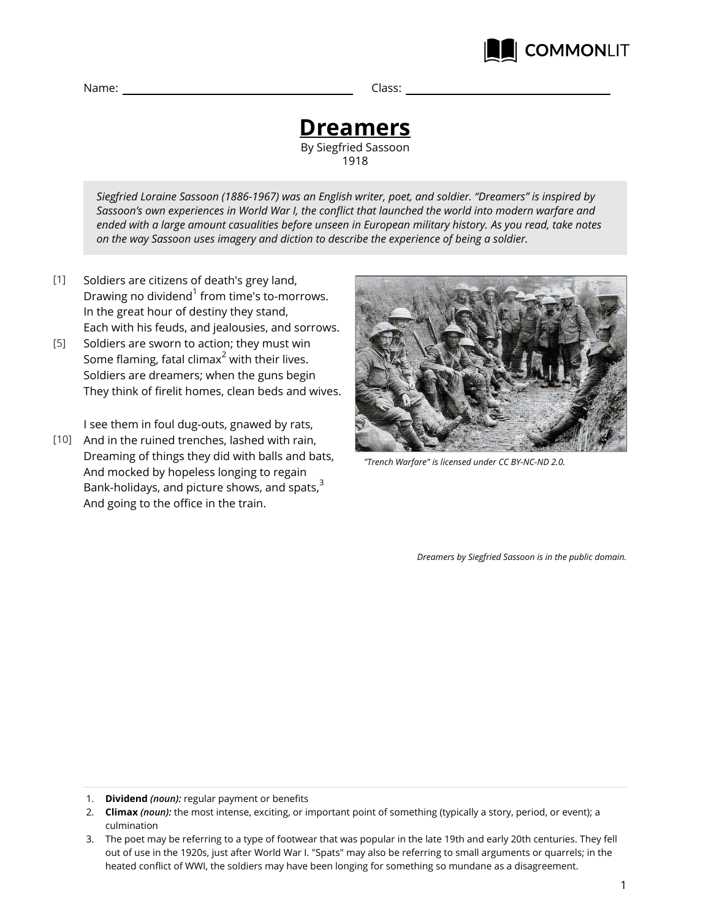Name: ____________________ Class: ____________________

# Dreamers

By Siegfried Sassoon
1918

*Siegfried Loraine Sassoon (1886-1967) was an English writer, poet, and soldier. "Dreamers" is inspired by Sassoon's own experiences in World War I, the conflict that launched the world into modern warfare and ended with a large amount casualities before unseen in European military history. As you read, take notes on the way Sassoon uses imagery and diction to describe the experience of being a soldier.*

[1] Soldiers are citizens of death's grey land,
Drawing no dividend[1] from time's to-morrows.
In the great hour of destiny they stand,
Each with his feuds, and jealousies, and sorrows.
[5] Soldiers are sworn to action; they must win
Some flaming, fatal climax[2] with their lives.
Soldiers are dreamers; when the guns begin
They think of firelit homes, clean beds and wives.

I see them in foul dug-outs, gnawed by rats,
[10] And in the ruined trenches, lashed with rain,
Dreaming of things they did with balls and bats,
And mocked by hopeless longing to regain
Bank-holidays, and picture shows, and spats,[3]
And going to the office in the train.

*"Trench Warfare" is licensed under CC BY-NC-ND 2.0.*

*Dreamers by Siegfried Sassoon is in the public domain.*

---

1. **Dividend** *(noun):* regular payment or benefits
2. **Climax** *(noun):* the most intense, exciting, or important point of something (typically a story, period, or event); a culmination
3. The poet may be referring to a type of footwear that was popular in the late 19th and early 20th centuries. They fell out of use in the 1920s, just after World War I. "Spats" may also be referring to small arguments or quarrels; in the heated conflict of WWI, the soldiers may have been longing for something so mundane as a disagreement.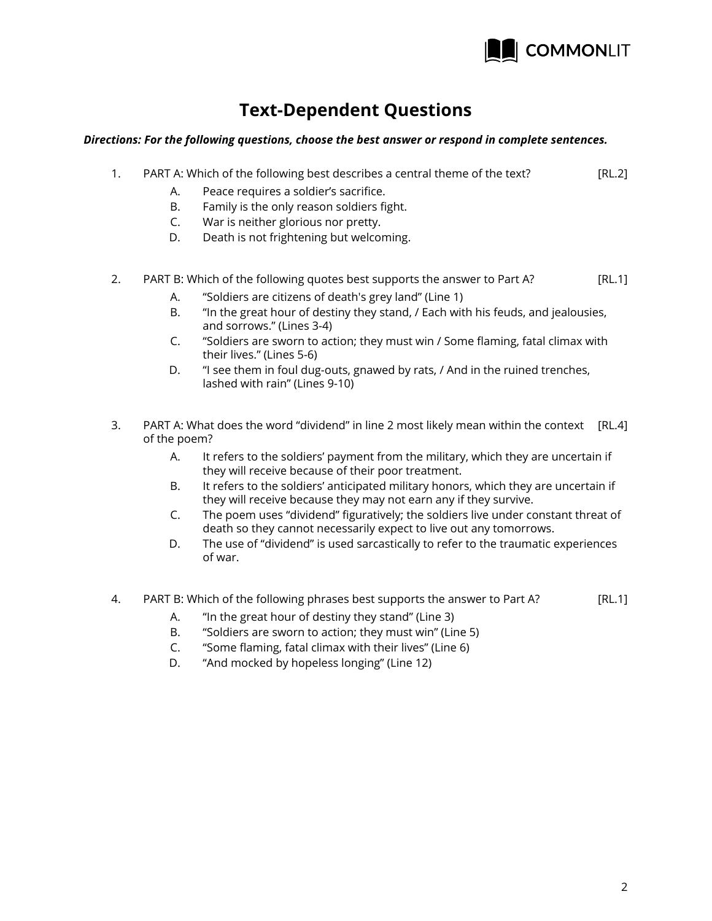# Text-Dependent Questions

***Directions: For the following questions, choose the best answer or respond in complete sentences.***

1. PART A: Which of the following best describes a central theme of the text? [RL.2]
   A. Peace requires a soldier's sacrifice.
   B. Family is the only reason soldiers fight.
   C. War is neither glorious nor pretty.
   D. Death is not frightening but welcoming.

2. PART B: Which of the following quotes best supports the answer to Part A? [RL.1]
   A. "Soldiers are citizens of death's grey land" (Line 1)
   B. "In the great hour of destiny they stand, / Each with his feuds, and jealousies, and sorrows." (Lines 3-4)
   C. "Soldiers are sworn to action; they must win / Some flaming, fatal climax with their lives." (Lines 5-6)
   D. "I see them in foul dug-outs, gnawed by rats, / And in the ruined trenches, lashed with rain" (Lines 9-10)

3. PART A: What does the word "dividend" in line 2 most likely mean within the context of the poem? [RL.4]
   A. It refers to the soldiers' payment from the military, which they are uncertain if they will receive because of their poor treatment.
   B. It refers to the soldiers' anticipated military honors, which they are uncertain if they will receive because they may not earn any if they survive.
   C. The poem uses "dividend" figuratively; the soldiers live under constant threat of death so they cannot necessarily expect to live out any tomorrows.
   D. The use of "dividend" is used sarcastically to refer to the traumatic experiences of war.

4. PART B: Which of the following phrases best supports the answer to Part A? [RL.1]
   A. "In the great hour of destiny they stand" (Line 3)
   B. "Soldiers are sworn to action; they must win" (Line 5)
   C. "Some flaming, fatal climax with their lives" (Line 6)
   D. "And mocked by hopeless longing" (Line 12)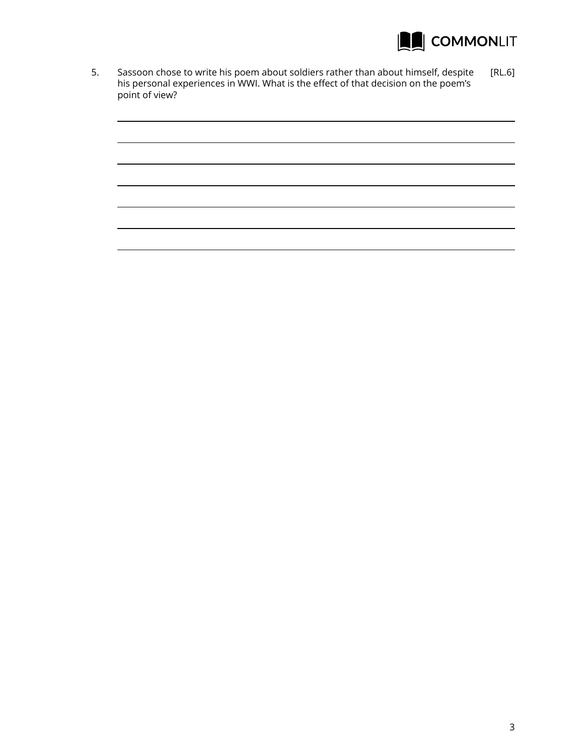5. Sassoon chose to write his poem about soldiers rather than about himself, despite his personal experiences in WWI. What is the effect of that decision on the poem's point of view? [RL.6]

_______________________________________________________________

_______________________________________________________________

_______________________________________________________________

_______________________________________________________________

_______________________________________________________________

_______________________________________________________________

_______________________________________________________________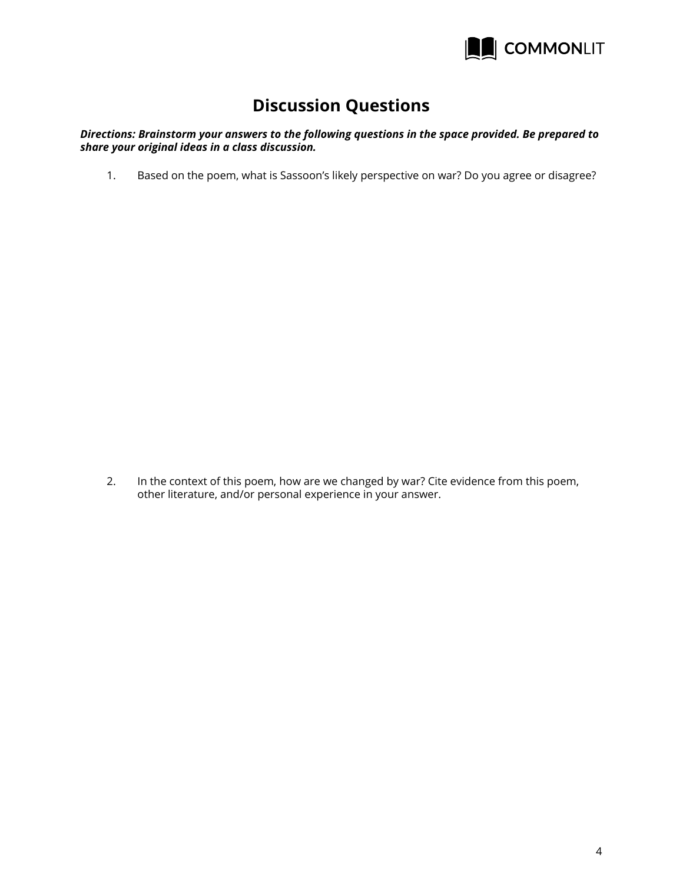# Discussion Questions

***Directions: Brainstorm your answers to the following questions in the space provided. Be prepared to share your original ideas in a class discussion.***

1. Based on the poem, what is Sassoon's likely perspective on war? Do you agree or disagree?

2. In the context of this poem, how are we changed by war? Cite evidence from this poem, other literature, and/or personal experience in your answer.